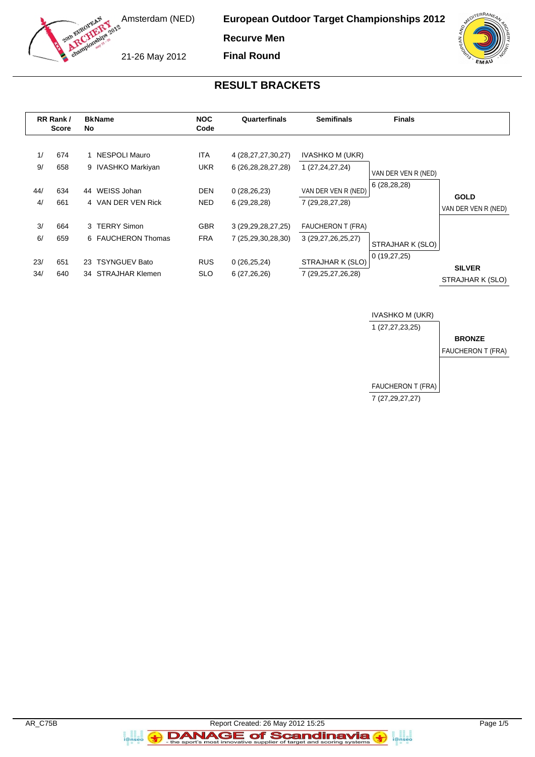Amsterdam (NED)

21-26 May 2012

# European Outdoor Target Championships 2012

## Recurve Men

## Final Round

## RESULT BRACKETS

| RR Rank / Score | | BkName No | | NOC Code | Quarterfinals | Semifinals | Finals | |
|---|---|---|---|---|---|---|---|---|
| 1/ | 674 | 1 | NESPOLI Mauro | ITA | 4 (28,27,27,30,27) | IVASHKO M (UKR) | | |
| 9/ | 658 | 9 | IVASHKO Markiyan | UKR | 6 (26,28,28,27,28) | 1 (27,24,27,24) | VAN DER VEN R (NED) | |
| | | | | | | | 6 (28,28,28) | |
| 44/ | 634 | 44 | WEISS Johan | DEN | 0 (28,26,23) | VAN DER VEN R (NED) | | **GOLD** |
| 4/ | 661 | 4 | VAN DER VEN Rick | NED | 6 (29,28,28) | 7 (29,28,27,28) | | VAN DER VEN R (NED) |
| 3/ | 664 | 3 | TERRY Simon | GBR | 3 (29,29,28,27,25) | FAUCHERON T (FRA) | | |
| 6/ | 659 | 6 | FAUCHERON Thomas | FRA | 7 (25,29,30,28,30) | 3 (29,27,26,25,27) | STRAJHAR K (SLO) | |
| | | | | | | | 0 (19,27,25) | |
| 23/ | 651 | 23 | TSYNGUEV Bato | RUS | 0 (26,25,24) | STRAJHAR K (SLO) | | **SILVER** |
| 34/ | 640 | 34 | STRAJHAR Klemen | SLO | 6 (27,26,26) | 7 (29,25,27,26,28) | | STRAJHAR K (SLO) |

**Bronze match**

| Finals | |
|---|---|
| IVASHKO M (UKR) | |
| 1 (27,27,23,25) | **BRONZE** |
| | FAUCHERON T (FRA) |
| FAUCHERON T (FRA) | |
| 7 (27,29,27,27) | |

AR_C75B

Report Created: 26 May 2012 15:25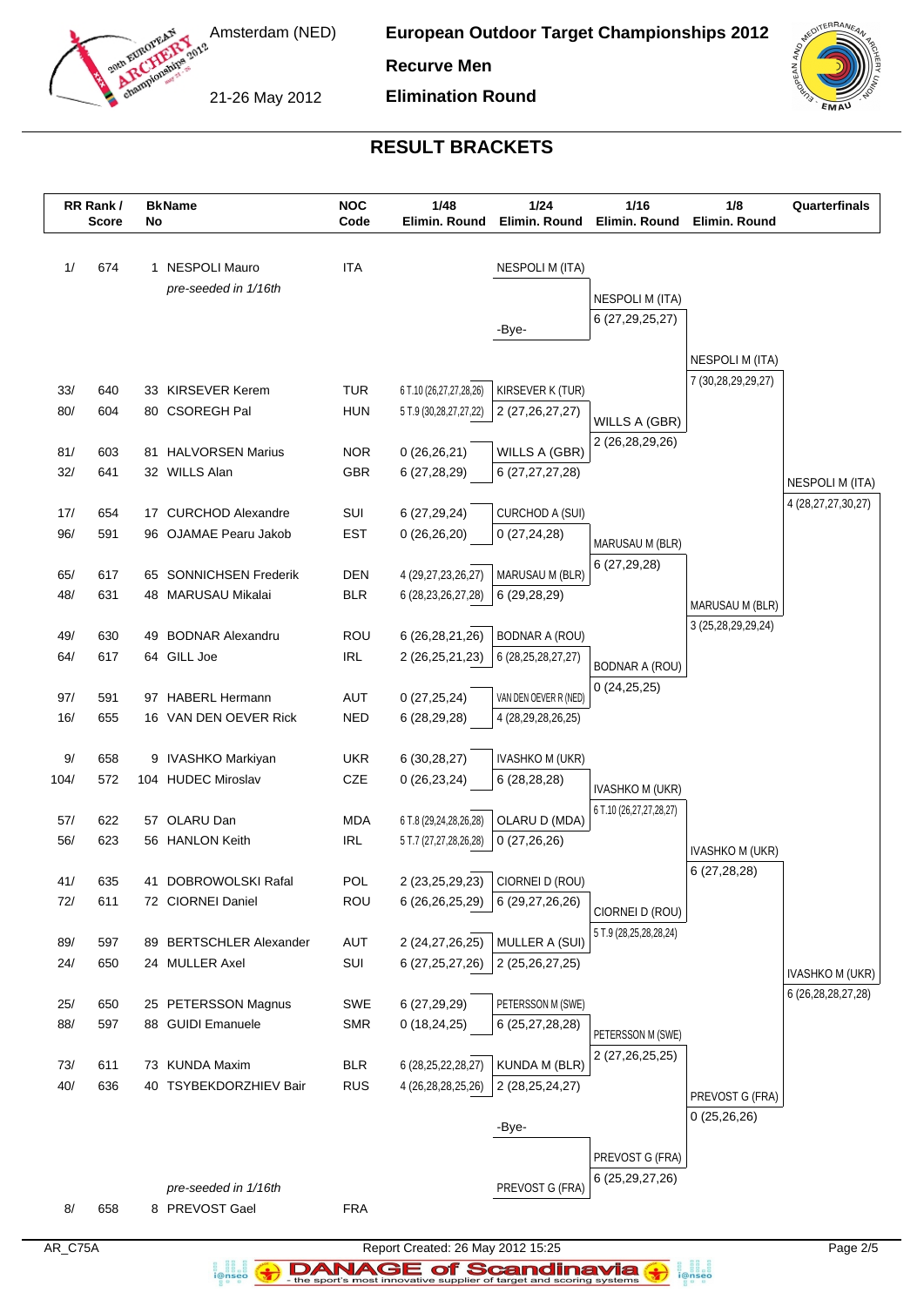Amsterdam (NED)

21-26 May 2012

**European Outdoor Target Championships 2012**

**Recurve Men**

**Elimination Round**

## RESULT BRACKETS

| RR Rank / | Score | BkNo | Name | NOC Code | 1/48 Elimin. Round | 1/24 Elimin. Round | 1/16 Elimin. Round | 1/8 Elimin. Round | Quarterfinals |
|---|---|---|---|---|---|---|---|---|---|
| 1/ | 674 | 1 | NESPOLI Mauro | ITA | | NESPOLI M (ITA) | | | |
| | | | *pre-seeded in 1/16th* | | | | NESPOLI M (ITA) | | |
| | | | | | | | 6 (27,29,25,27) | | |
| | | | | | | -Bye- | | | |
| | | | | | | | | NESPOLI M (ITA) | |
| | | | | | | | | 7 (30,28,29,29,27) | |
| 33/ | 640 | 33 | KIRSEVER Kerem | TUR | 6 T.10 (26,27,27,28,26) | KIRSEVER K (TUR) | | | |
| 80/ | 604 | 80 | CSOREGH Pal | HUN | 5 T.9 (30,28,27,27,22) | 2 (27,26,27,27) | | | |
| | | | | | | | WILLS A (GBR) | | |
| | | | | | | | 2 (26,28,29,26) | | |
| 81/ | 603 | 81 | HALVORSEN Marius | NOR | 0 (26,26,21) | WILLS A (GBR) | | | |
| 32/ | 641 | 32 | WILLS Alan | GBR | 6 (27,28,29) | 6 (27,27,27,28) | | | |
| | | | | | | | | | NESPOLI M (ITA) |
| | | | | | | | | | 4 (28,27,27,30,27) |
| 17/ | 654 | 17 | CURCHOD Alexandre | SUI | 6 (27,29,24) | CURCHOD A (SUI) | | | |
| 96/ | 591 | 96 | OJAMAE Pearu Jakob | EST | 0 (26,26,20) | 0 (27,24,28) | | | |
| | | | | | | | MARUSAU M (BLR) | | |
| | | | | | | | 6 (27,29,28) | | |
| 65/ | 617 | 65 | SONNICHSEN Frederik | DEN | 4 (29,27,23,26,27) | MARUSAU M (BLR) | | | |
| 48/ | 631 | 48 | MARUSAU Mikalai | BLR | 6 (28,23,26,27,28) | 6 (29,28,29) | | | |
| | | | | | | | | MARUSAU M (BLR) | |
| | | | | | | | | 3 (25,28,29,29,24) | |
| 49/ | 630 | 49 | BODNAR Alexandru | ROU | 6 (26,28,21,26) | BODNAR A (ROU) | | | |
| 64/ | 617 | 64 | GILL Joe | IRL | 2 (26,25,21,23) | 6 (28,25,28,27,27) | | | |
| | | | | | | | BODNAR A (ROU) | | |
| | | | | | | | 0 (24,25,25) | | |
| 97/ | 591 | 97 | HABERL Hermann | AUT | 0 (27,25,24) | VAN DEN OEVER R (NED) | | | |
| 16/ | 655 | 16 | VAN DEN OEVER Rick | NED | 6 (28,29,28) | 4 (28,29,28,26,25) | | | |
| 9/ | 658 | 9 | IVASHKO Markiyan | UKR | 6 (30,28,27) | IVASHKO M (UKR) | | | |
| 104/ | 572 | 104 | HUDEC Miroslav | CZE | 0 (26,23,24) | 6 (28,28,28) | | | |
| | | | | | | | IVASHKO M (UKR) | | |
| | | | | | | | 6 T.10 (26,27,27,28,27) | | |
| 57/ | 622 | 57 | OLARU Dan | MDA | 6 T.8 (29,24,28,26,28) | OLARU D (MDA) | | | |
| 56/ | 623 | 56 | HANLON Keith | IRL | 5 T.7 (27,27,28,26,28) | 0 (27,26,26) | | | |
| | | | | | | | | IVASHKO M (UKR) | |
| | | | | | | | | 6 (27,28,28) | |
| 41/ | 635 | 41 | DOBROWOLSKI Rafal | POL | 2 (23,25,29,23) | CIORNEI D (ROU) | | | |
| 72/ | 611 | 72 | CIORNEI Daniel | ROU | 6 (26,26,25,29) | 6 (29,27,26,26) | | | |
| | | | | | | | CIORNEI D (ROU) | | |
| | | | | | | | 5 T.9 (28,25,28,28,24) | | |
| 89/ | 597 | 89 | BERTSCHLER Alexander | AUT | 2 (24,27,26,25) | MULLER A (SUI) | | | |
| 24/ | 650 | 24 | MULLER Axel | SUI | 6 (27,25,27,26) | 2 (25,26,27,25) | | | |
| | | | | | | | | | IVASHKO M (UKR) |
| | | | | | | | | | 6 (26,28,28,27,28) |
| 25/ | 650 | 25 | PETERSSON Magnus | SWE | 6 (27,29,29) | PETERSSON M (SWE) | | | |
| 88/ | 597 | 88 | GUIDI Emanuele | SMR | 0 (18,24,25) | 6 (25,27,28,28) | | | |
| | | | | | | | PETERSSON M (SWE) | | |
| | | | | | | | 2 (27,26,25,25) | | |
| 73/ | 611 | 73 | KUNDA Maxim | BLR | 6 (28,25,22,28,27) | KUNDA M (BLR) | | | |
| 40/ | 636 | 40 | TSYBEKDORZHIEV Bair | RUS | 4 (26,28,28,25,26) | 2 (28,25,24,27) | | | |
| | | | | | | | | PREVOST G (FRA) | |
| | | | | | | | | 0 (25,26,26) | |
| | | | | | | -Bye- | | | |
| | | | | | | | PREVOST G (FRA) | | |
| | | | | | | | 6 (25,29,27,26) | | |
| | | | *pre-seeded in 1/16th* | | | PREVOST G (FRA) | | | |
| 8/ | 658 | 8 | PREVOST Gael | FRA | | | | | |

AR_C75A — Report Created: 26 May 2012 15:25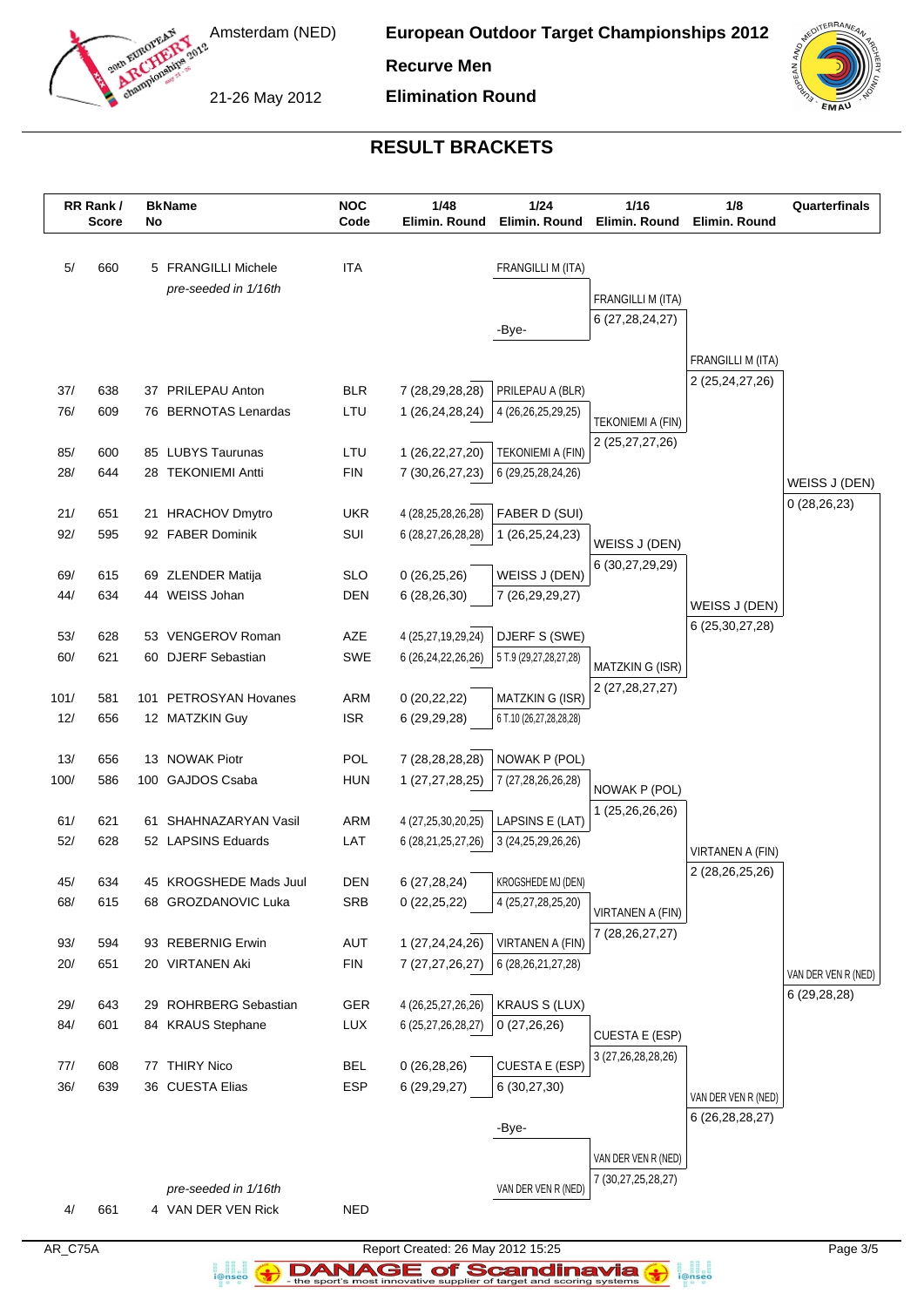# European Outdoor Target Championships 2012

Amsterdam (NED)

21-26 May 2012

**Recurve Men**

**Elimination Round**

## RESULT BRACKETS

| RR Rank / Score | BkNo | Name | NOC Code | 1/48 Elimin. Round | 1/24 Elimin. Round | 1/16 Elimin. Round | 1/8 Elimin. Round | Quarterfinals |
|---|---|---|---|---|---|---|---|---|
| 5/ 660 | 5 | FRANGILLI Michele *pre-seeded in 1/16th* | ITA | | FRANGILLI M (ITA) | FRANGILLI M (ITA) 6 (27,28,24,27) | FRANGILLI M (ITA) 2 (25,24,27,26) | WEISS J (DEN) 0 (28,26,23) |
| | | | | | -Bye- | | | |
| 37/ 638 | 37 | PRILEPAU Anton | BLR | 7 (28,29,28,28) | PRILEPAU A (BLR) 4 (26,26,25,29,25) | TEKONIEMI A (FIN) 2 (25,27,27,26) | | |
| 76/ 609 | 76 | BERNOTAS Lenardas | LTU | 1 (26,24,28,24) | | | | |
| 85/ 600 | 85 | LUBYS Taurunas | LTU | 1 (26,22,27,20) | TEKONIEMI A (FIN) 6 (29,25,28,24,26) | | | |
| 28/ 644 | 28 | TEKONIEMI Antti | FIN | 7 (30,26,27,23) | | | | |
| 21/ 651 | 21 | HRACHOV Dmytro | UKR | 4 (28,25,28,26,28) | FABER D (SUI) 1 (26,25,24,23) | WEISS J (DEN) 6 (30,27,29,29) | WEISS J (DEN) 6 (25,30,27,28) | |
| 92/ 595 | 92 | FABER Dominik | SUI | 6 (28,27,26,28,28) | | | | |
| 69/ 615 | 69 | ZLENDER Matija | SLO | 0 (26,25,26) | WEISS J (DEN) 7 (26,29,29,27) | | | |
| 44/ 634 | 44 | WEISS Johan | DEN | 6 (28,26,30) | | | | |
| 53/ 628 | 53 | VENGEROV Roman | AZE | 4 (25,27,19,29,24) | DJERF S (SWE) 5 T.9 (29,27,28,27,28) | MATZKIN G (ISR) 2 (27,28,27,27) | | |
| 60/ 621 | 60 | DJERF Sebastian | SWE | 6 (26,24,22,26,26) | | | | |
| 101/ 581 | 101 | PETROSYAN Hovanes | ARM | 0 (20,22,22) | MATZKIN G (ISR) 6 T.10 (26,27,28,28,28) | | | |
| 12/ 656 | 12 | MATZKIN Guy | ISR | 6 (29,29,28) | | | | |
| 13/ 656 | 13 | NOWAK Piotr | POL | 7 (28,28,28,28) | NOWAK P (POL) 7 (27,28,26,26,28) | NOWAK P (POL) 1 (25,26,26,26) | VIRTANEN A (FIN) 2 (28,26,25,26) | VAN DER VEN R (NED) 6 (29,28,28) |
| 100/ 586 | 100 | GAJDOS Csaba | HUN | 1 (27,27,28,25) | | | | |
| 61/ 621 | 61 | SHAHNAZARYAN Vasil | ARM | 4 (27,25,30,20,25) | LAPSINS E (LAT) 3 (24,25,29,26,26) | | | |
| 52/ 628 | 52 | LAPSINS Eduards | LAT | 6 (28,21,25,27,26) | | | | |
| 45/ 634 | 45 | KROGSHEDE Mads Juul | DEN | 6 (27,28,24) | KROGSHEDE MJ (DEN) 4 (25,27,28,25,20) | VIRTANEN A (FIN) 7 (28,26,27,27) | | |
| 68/ 615 | 68 | GROZDANOVIC Luka | SRB | 0 (22,25,22) | | | | |
| 93/ 594 | 93 | REBERNIG Erwin | AUT | 1 (27,24,24,26) | VIRTANEN A (FIN) 6 (28,26,21,27,28) | | | |
| 20/ 651 | 20 | VIRTANEN Aki | FIN | 7 (27,27,26,27) | | | | |
| 29/ 643 | 29 | ROHRBERG Sebastian | GER | 4 (26,25,27,26,26) | KRAUS S (LUX) 0 (27,26,26) | CUESTA E (ESP) 3 (27,26,28,28,26) | VAN DER VEN R (NED) 6 (26,28,28,27) | |
| 84/ 601 | 84 | KRAUS Stephane | LUX | 6 (25,27,26,28,27) | | | | |
| 77/ 608 | 77 | THIRY Nico | BEL | 0 (26,28,26) | CUESTA E (ESP) 6 (30,27,30) | | | |
| 36/ 639 | 36 | CUESTA Elias | ESP | 6 (29,29,27) | | | | |
| | | | | | -Bye- | VAN DER VEN R (NED) 7 (30,27,25,28,27) | | |
| 4/ 661 | 4 | VAN DER VEN Rick *pre-seeded in 1/16th* | NED | | VAN DER VEN R (NED) | | | |

AR_C75A

Report Created: 26 May 2012 15:25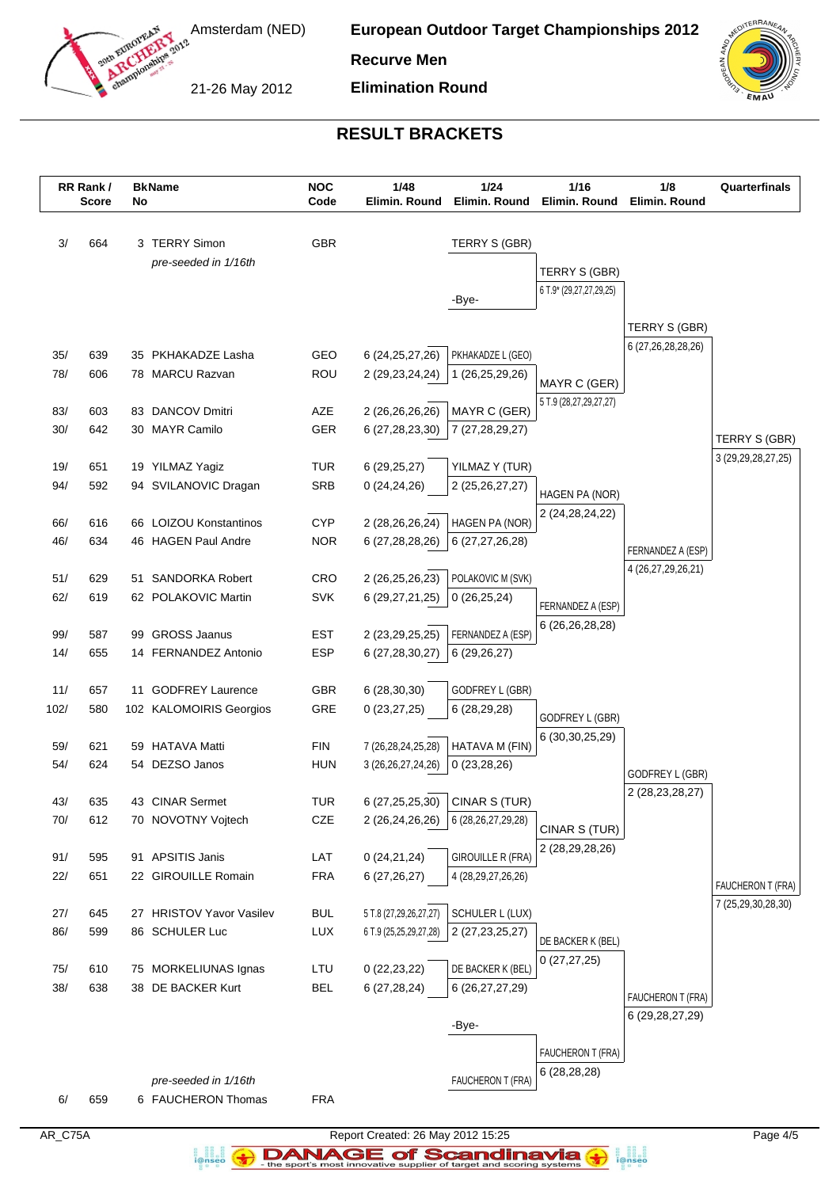# European Outdoor Target Championships 2012

Amsterdam (NED)

21-26 May 2012

**Recurve Men**

**Elimination Round**

## RESULT BRACKETS

| RR Rank / Score | | BkNo | Name | NOC Code | 1/48 Elimin. Round | 1/24 Elimin. Round | 1/16 Elimin. Round | 1/8 Elimin. Round | Quarterfinals |
|---|---|---|---|---|---|---|---|---|---|
| 3/ | 664 | 3 | TERRY Simon | GBR | | TERRY S (GBR) | | | |
| | | | *pre-seeded in 1/16th* | | | | TERRY S (GBR) 6 T.9* (29,27,27,29,25) | | |
| | | | | | | -Bye- | | | |
| | | | | | | | | TERRY S (GBR) 6 (27,26,28,28,26) | |
| 35/ | 639 | 35 | PKHAKADZE Lasha | GEO | 6 (24,25,27,26) | PKHAKADZE L (GEO) | | | |
| 78/ | 606 | 78 | MARCU Razvan | ROU | 2 (29,23,24,24) | 1 (26,25,29,26) | | | |
| | | | | | | | MAYR C (GER) 5 T.9 (28,27,29,27,27) | | |
| 83/ | 603 | 83 | DANCOV Dmitri | AZE | 2 (26,26,26,26) | MAYR C (GER) | | | |
| 30/ | 642 | 30 | MAYR Camilo | GER | 6 (27,28,23,30) | 7 (27,28,29,27) | | | |
| | | | | | | | | | TERRY S (GBR) 3 (29,29,28,27,25) |
| 19/ | 651 | 19 | YILMAZ Yagiz | TUR | 6 (29,25,27) | YILMAZ Y (TUR) | | | |
| 94/ | 592 | 94 | SVILANOVIC Dragan | SRB | 0 (24,24,26) | 2 (25,26,27,27) | | | |
| | | | | | | | HAGEN PA (NOR) 2 (24,28,24,22) | | |
| 66/ | 616 | 66 | LOIZOU Konstantinos | CYP | 2 (28,26,26,24) | HAGEN PA (NOR) | | | |
| 46/ | 634 | 46 | HAGEN Paul Andre | NOR | 6 (27,28,28,26) | 6 (27,27,26,28) | | | |
| | | | | | | | | FERNANDEZ A (ESP) 4 (26,27,29,26,21) | |
| 51/ | 629 | 51 | SANDORKA Robert | CRO | 2 (26,25,26,23) | POLAKOVIC M (SVK) | | | |
| 62/ | 619 | 62 | POLAKOVIC Martin | SVK | 6 (29,27,21,25) | 0 (26,25,24) | | | |
| | | | | | | | FERNANDEZ A (ESP) 6 (26,26,28,28) | | |
| 99/ | 587 | 99 | GROSS Jaanus | EST | 2 (23,29,25,25) | FERNANDEZ A (ESP) | | | |
| 14/ | 655 | 14 | FERNANDEZ Antonio | ESP | 6 (27,28,30,27) | 6 (29,26,27) | | | |
| 11/ | 657 | 11 | GODFREY Laurence | GBR | 6 (28,30,30) | GODFREY L (GBR) | | | |
| 102/ | 580 | 102 | KALOMOIRIS Georgios | GRE | 0 (23,27,25) | 6 (28,29,28) | | | |
| | | | | | | | GODFREY L (GBR) 6 (30,30,25,29) | | |
| 59/ | 621 | 59 | HATAVA Matti | FIN | 7 (26,28,24,25,28) | HATAVA M (FIN) | | | |
| 54/ | 624 | 54 | DEZSO Janos | HUN | 3 (26,26,27,24,26) | 0 (23,28,26) | | | |
| | | | | | | | | GODFREY L (GBR) 2 (28,23,28,27) | |
| 43/ | 635 | 43 | CINAR Sermet | TUR | 6 (27,25,25,30) | CINAR S (TUR) | | | |
| 70/ | 612 | 70 | NOVOTNY Vojtech | CZE | 2 (26,24,26,26) | 6 (28,26,27,29,28) | | | |
| | | | | | | | CINAR S (TUR) 2 (28,29,28,26) | | |
| 91/ | 595 | 91 | APSITIS Janis | LAT | 0 (24,21,24) | GIROUILLE R (FRA) | | | |
| 22/ | 651 | 22 | GIROUILLE Romain | FRA | 6 (27,26,27) | 4 (28,29,27,26,26) | | | |
| | | | | | | | | | FAUCHERON T (FRA) 7 (25,29,30,28,30) |
| 27/ | 645 | 27 | HRISTOV Yavor Vasilev | BUL | 5 T.8 (27,29,26,27,27) | SCHULER L (LUX) | | | |
| 86/ | 599 | 86 | SCHULER Luc | LUX | 6 T.9 (25,25,29,27,28) | 2 (27,23,25,27) | | | |
| | | | | | | | DE BACKER K (BEL) 0 (27,27,25) | | |
| 75/ | 610 | 75 | MORKELIUNAS Ignas | LTU | 0 (22,23,22) | DE BACKER K (BEL) | | | |
| 38/ | 638 | 38 | DE BACKER Kurt | BEL | 6 (27,28,24) | 6 (26,27,27,29) | | | |
| | | | | | | | | FAUCHERON T (FRA) 6 (29,28,27,29) | |
| | | | | | | -Bye- | | | |
| | | | | | | | FAUCHERON T (FRA) 6 (28,28,28) | | |
| | | | *pre-seeded in 1/16th* | | | FAUCHERON T (FRA) | | | |
| 6/ | 659 | 6 | FAUCHERON Thomas | FRA | | | | | |

AR_C75A

Report Created: 26 May 2012 15:25

DANAGE of Scandinavia - the sport's most innovative supplier of target and scoring systems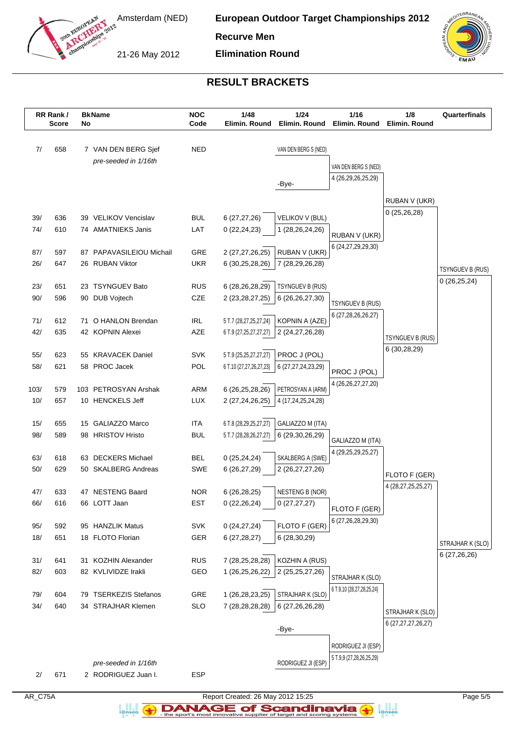# European Outdoor Target Championships 2012

Amsterdam (NED)

21-26 May 2012

**Recurve Men**

**Elimination Round**

## RESULT BRACKETS

| RR Rank / | Score | BkNo | Name | NOC Code | 1/48 Elimin. Round | 1/24 Elimin. Round | 1/16 Elimin. Round | 1/8 Elimin. Round | Quarterfinals |
|---|---|---|---|---|---|---|---|---|---|
| 7/ | 658 | 7 | VAN DEN BERG Sjef | NED | | VAN DEN BERG S (NED) | | | |
| | | | *pre-seeded in 1/16th* | | | | VAN DEN BERG S (NED) | | |
| | | | | | | | 4 (26,29,26,25,29) | | |
| | | | | | | -Bye- | | | |
| | | | | | | | | RUBAN V (UKR) | |
| | | | | | | | | 0 (25,26,28) | |
| 39/ | 636 | 39 | VELIKOV Vencislav | BUL | 6 (27,27,26) | VELIKOV V (BUL) | | | |
| 74/ | 610 | 74 | AMATNIEKS Janis | LAT | 0 (22,24,23) | 1 (28,26,24,26) | | | |
| | | | | | | | RUBAN V (UKR) | | |
| | | | | | | | 6 (24,27,29,29,30) | | |
| 87/ | 597 | 87 | PAPAVASILEIOU Michail | GRE | 2 (27,27,26,25) | RUBAN V (UKR) | | | |
| 26/ | 647 | 26 | RUBAN Viktor | UKR | 6 (30,25,28,26) | 7 (28,29,26,28) | | | |
| | | | | | | | | | TSYNGUEV B (RUS) |
| | | | | | | | | | 0 (26,25,24) |
| 23/ | 651 | 23 | TSYNGUEV Bato | RUS | 6 (28,26,28,29) | TSYNGUEV B (RUS) | | | |
| 90/ | 596 | 90 | DUB Vojtech | CZE | 2 (23,28,27,25) | 6 (26,26,27,30) | | | |
| | | | | | | | TSYNGUEV B (RUS) | | |
| | | | | | | | 6 (27,28,26,26,27) | | |
| 71/ | 612 | 71 | O HANLON Brendan | IRL | 5 T.7 (28,27,25,27,24) | KOPNIN A (AZE) | | | |
| 42/ | 635 | 42 | KOPNIN Alexei | AZE | 6 T.9 (27,25,27,27,27) | 2 (24,27,26,28) | | | |
| | | | | | | | | TSYNGUEV B (RUS) | |
| | | | | | | | | 6 (30,28,29) | |
| 55/ | 623 | 55 | KRAVACEK Daniel | SVK | 5 T.9 (25,25,27,27,27) | PROC J (POL) | | | |
| 58/ | 621 | 58 | PROC Jacek | POL | 6 T.10 (27,27,26,27,23) | 6 (27,27,24,23,29) | | | |
| | | | | | | | PROC J (POL) | | |
| | | | | | | | 4 (26,26,27,27,20) | | |
| 103/ | 579 | 103 | PETROSYAN Arshak | ARM | 6 (26,25,28,26) | PETROSYAN A (ARM) | | | |
| 10/ | 657 | 10 | HENCKELS Jeff | LUX | 2 (27,24,26,25) | 4 (17,24,25,24,28) | | | |
| 15/ | 655 | 15 | GALIAZZO Marco | ITA | 6 T.8 (28,29,25,27,27) | GALIAZZO M (ITA) | | | |
| 98/ | 589 | 98 | HRISTOV Hristo | BUL | 5 T.7 (28,28,26,27,27) | 6 (29,30,26,29) | | | |
| | | | | | | | GALIAZZO M (ITA) | | |
| | | | | | | | 4 (29,25,29,25,27) | | |
| 63/ | 618 | 63 | DECKERS Michael | BEL | 0 (25,24,24) | SKALBERG A (SWE) | | | |
| 50/ | 629 | 50 | SKALBERG Andreas | SWE | 6 (26,27,29) | 2 (26,27,27,26) | | | |
| | | | | | | | | FLOTO F (GER) | |
| | | | | | | | | 4 (28,27,25,27,25) | |
| 47/ | 633 | 47 | NESTENG Baard | NOR | 6 (26,28,25) | NESTENG B (NOR) | | | |
| 66/ | 616 | 66 | LOTT Jaan | EST | 0 (22,26,24) | 0 (27,27,27) | | | |
| | | | | | | | FLOTO F (GER) | | |
| | | | | | | | 6 (27,26,28,29,30) | | |
| 95/ | 592 | 95 | HANZLIK Matus | SVK | 0 (24,27,24) | FLOTO F (GER) | | | |
| 18/ | 651 | 18 | FLOTO Florian | GER | 6 (27,28,27) | 6 (28,30,29) | | | |
| | | | | | | | | | STRAJHAR K (SLO) |
| | | | | | | | | | 6 (27,26,26) |
| 31/ | 641 | 31 | KOZHIN Alexander | RUS | 7 (28,25,28,28) | KOZHIN A (RUS) | | | |
| 82/ | 603 | 82 | KVLIVIDZE Irakli | GEO | 1 (26,25,26,22) | 2 (25,25,27,26) | | | |
| | | | | | | | STRAJHAR K (SLO) | | |
| | | | | | | | 6 T.9,10 (28,27,28,25,24) | | |
| 79/ | 604 | 79 | TSERKEZIS Stefanos | GRE | 1 (26,28,23,25) | STRAJHAR K (SLO) | | | |
| 34/ | 640 | 34 | STRAJHAR Klemen | SLO | 7 (28,28,28,28) | 6 (27,26,26,28) | | | |
| | | | | | | | | STRAJHAR K (SLO) | |
| | | | | | | | | 6 (27,27,27,26,27) | |
| | | | | | | -Bye- | | | |
| | | | | | | | RODRIGUEZ JI (ESP) | | |
| | | | | | | | 5 T.9,9 (27,28,26,25,29) | | |
| | | | *pre-seeded in 1/16th* | | | RODRIGUEZ JI (ESP) | | | |
| 2/ | 671 | 2 | RODRIGUEZ Juan I. | ESP | | | | | |

AR_C75A

Report Created: 26 May 2012 15:25